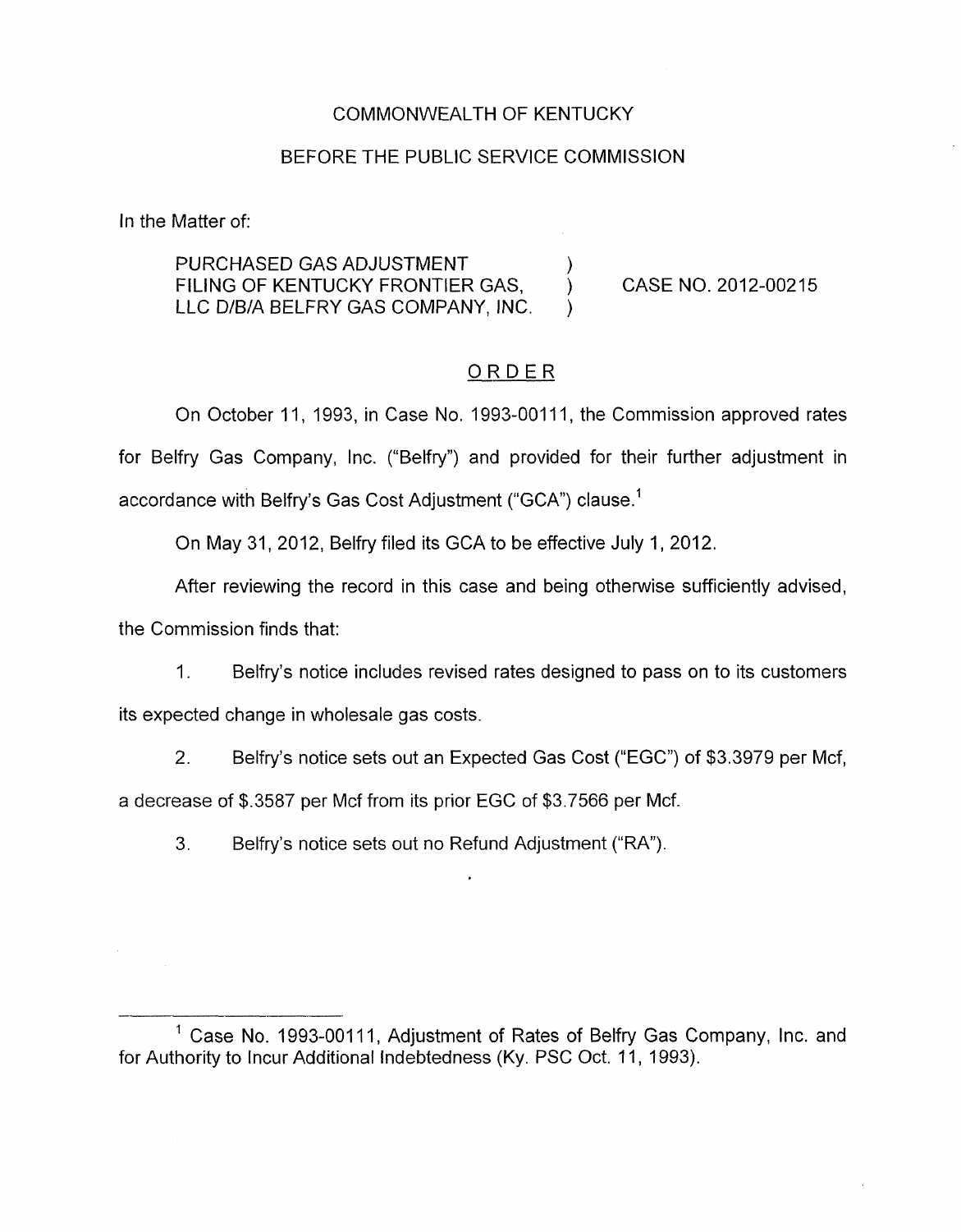COMMONWEALTH OF KENTUCKY

BEFORE THE PUBLIC SERVICE COMMISSION

In the Matter of:

PURCHASED GAS ADJUSTMENT FILING OF KENTUCKY FRONTIER GAS, LLC D/B/A BELFRY GAS COMPANY, INC. ) CASE NO. 2012-00215

## ORDER

On October 11, 1993, in Case No. 1993-00111, the Commission approved rates for Belfry Gas Company, Inc. ("Belfry") and provided for their further adjustment in accordance with Belfry's Gas Cost Adjustment ("GCA") clause.[1]

On May 31, 2012, Belfry filed its GCA to be effective July 1, 2012.

After reviewing the record in this case and being otherwise sufficiently advised, the Commission finds that:

1. Belfry's notice includes revised rates designed to pass on to its customers its expected change in wholesale gas costs.

2. Belfry's notice sets out an Expected Gas Cost ("EGC") of $3.3979 per Mcf, a decrease of $.3587 per Mcf from its prior EGC of $3.7566 per Mcf.

3. Belfry's notice sets out no Refund Adjustment ("RA").

---

[1] Case No. 1993-00111, Adjustment of Rates of Belfry Gas Company, Inc. and for Authority to Incur Additional Indebtedness (Ky. PSC Oct. 11, 1993).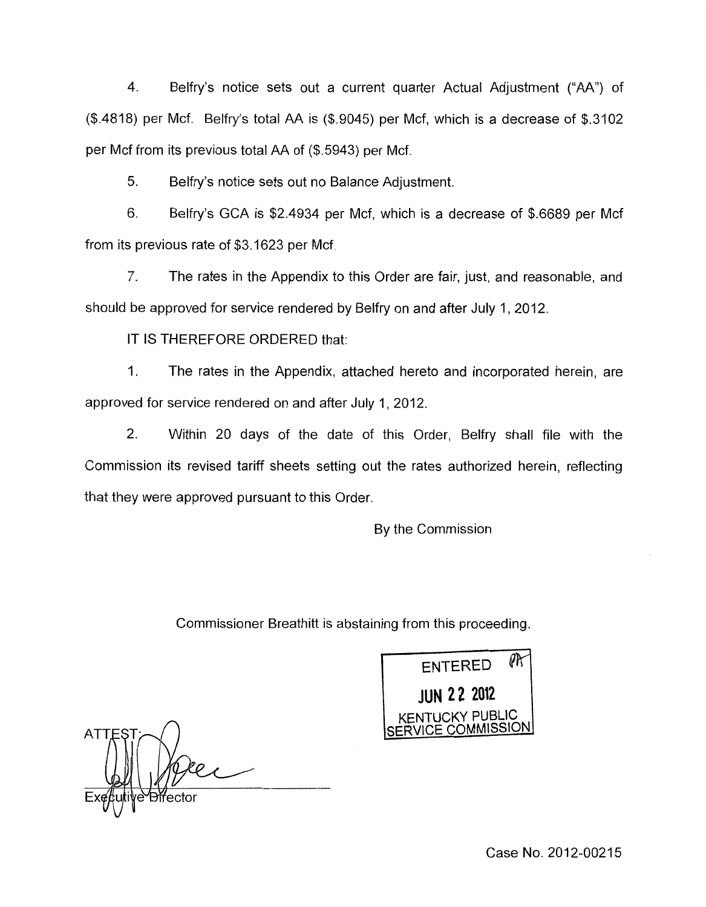4. Belfry's notice sets out a current quarter Actual Adjustment ("AA") of (\$.4818) per Mcf. Belfry's total AA is (\$.9045) per Mcf, which is a decrease of \$.3102 per Mcf from its previous total AA of (\$.5943) per Mcf.

5. Belfry's notice sets out no Balance Adjustment.

6. Belfry's GCA is \$2.4934 per Mcf, which is a decrease of \$.6689 per Mcf from its previous rate of \$3.1623 per Mcf.

7. The rates in the Appendix to this Order are fair, just, and reasonable, and should be approved for service rendered by Belfry on and after July 1, 2012.

IT IS THEREFORE ORDERED that:

1. The rates in the Appendix, attached hereto and incorporated herein, are approved for service rendered on and after July 1, 2012.

2. Within 20 days of the date of this Order, Belfry shall file with the Commission its revised tariff sheets setting out the rates authorized herein, reflecting that they were approved pursuant to this Order.

By the Commission

Commissioner Breathitt is abstaining from this proceeding.

ENTERED
JUN 22 2012
KENTUCKY PUBLIC SERVICE COMMISSION

ATTEST:

Executive Director

Case No. 2012-00215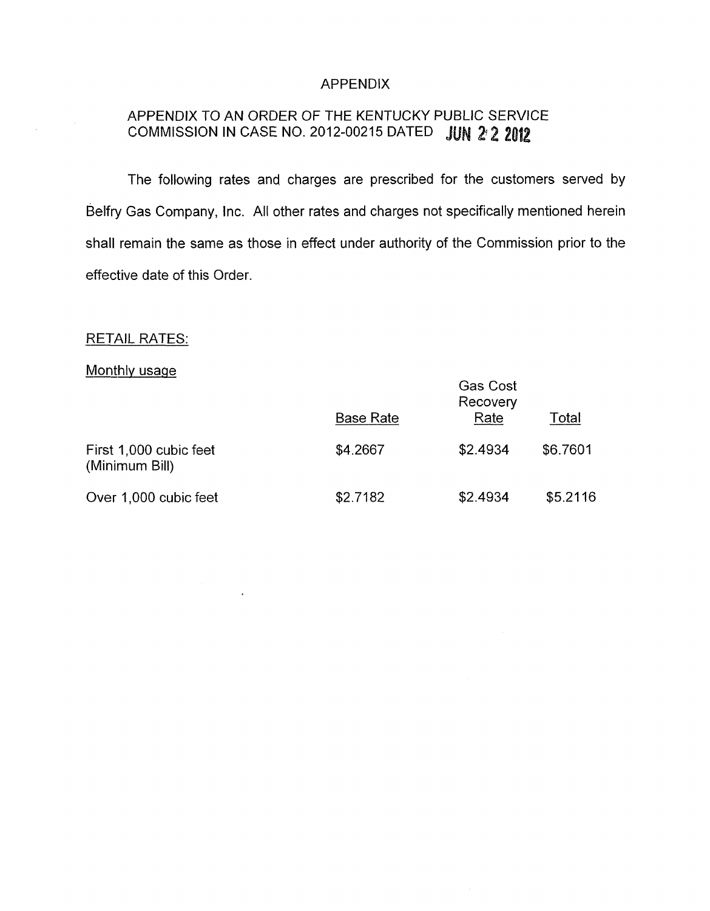# APPENDIX

## APPENDIX TO AN ORDER OF THE KENTUCKY PUBLIC SERVICE COMMISSION IN CASE NO. 2012-00215 DATED JUN 22 2012

The following rates and charges are prescribed for the customers served by Belfry Gas Company, Inc. All other rates and charges not specifically mentioned herein shall remain the same as those in effect under authority of the Commission prior to the effective date of this Order.

RETAIL RATES:

Monthly usage

| | Base Rate | Gas Cost Recovery Rate | Total |
|---|---|---|---|
| First 1,000 cubic feet (Minimum Bill) | $4.2667 | $2.4934 | $6.7601 |
| Over 1,000 cubic feet | $2.7182 | $2.4934 | $5.2116 |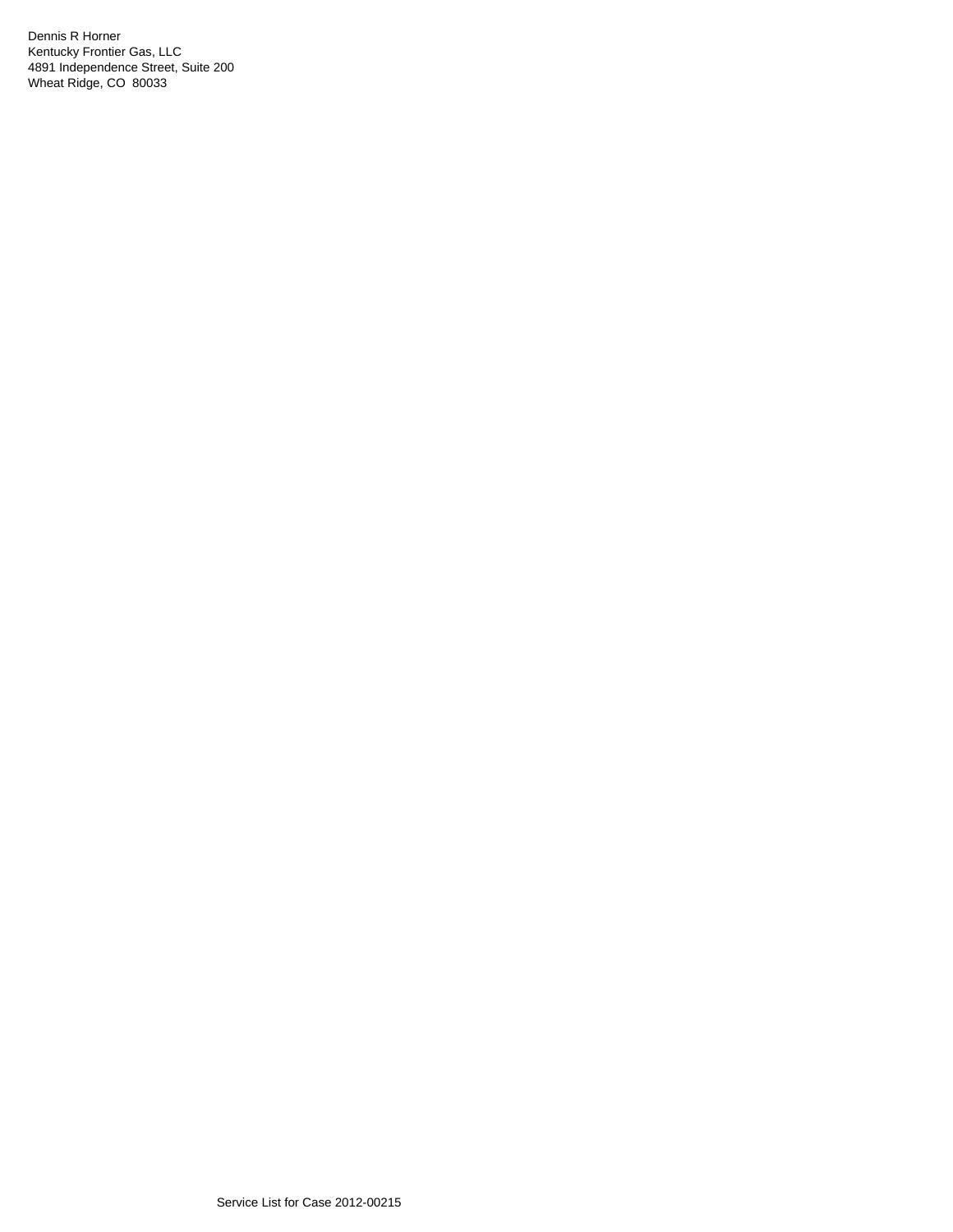Dennis R Horner
Kentucky Frontier Gas, LLC
4891 Independence Street, Suite 200
Wheat Ridge, CO  80033